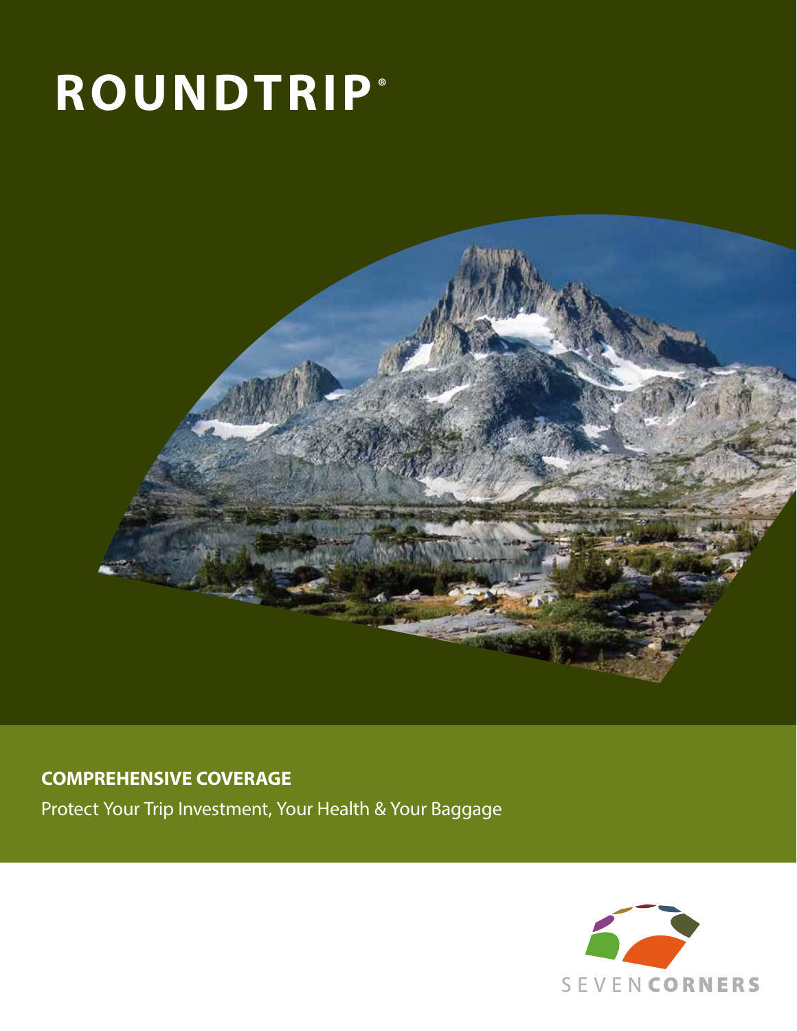# ROUNDTRIP®

**COMPREHENSIVE COVERAGE**

Protect Your Trip Investment, Your Health & Your Baggage

SEVEN CORNERS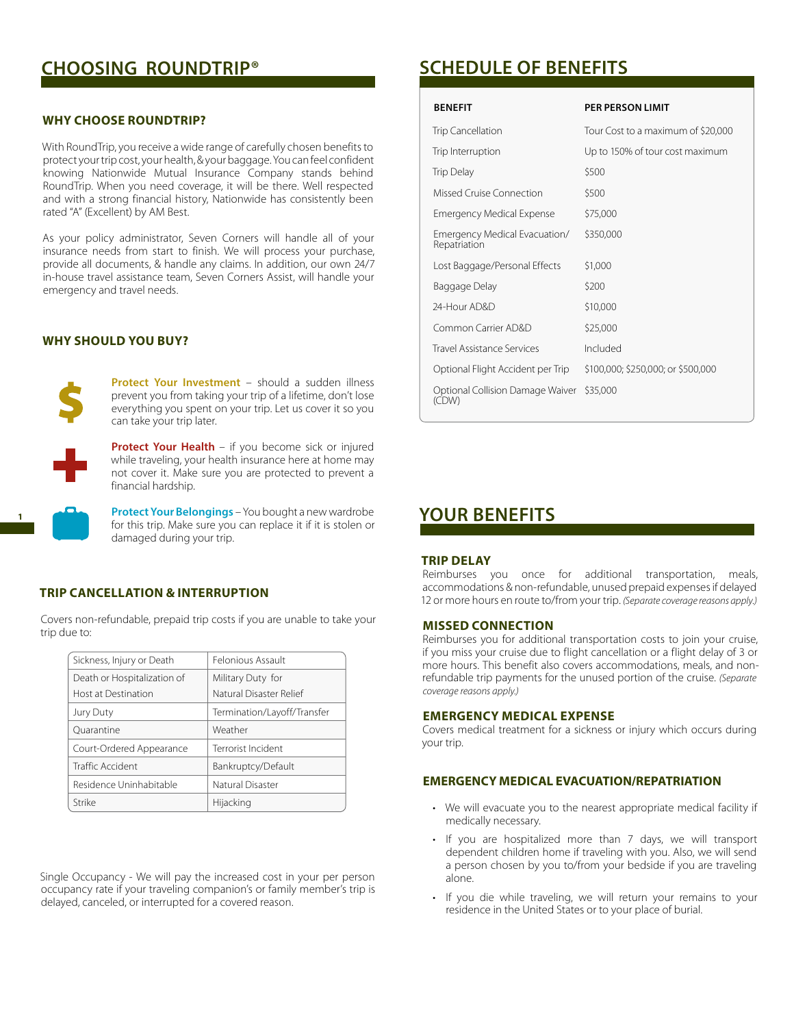# CHOOSING ROUNDTRIP®

## WHY CHOOSE ROUNDTRIP?

With RoundTrip, you receive a wide range of carefully chosen benefits to protect your trip cost, your health, & your baggage. You can feel confident knowing Nationwide Mutual Insurance Company stands behind RoundTrip. When you need coverage, it will be there. Well respected and with a strong financial history, Nationwide has consistently been rated "A" (Excellent) by AM Best.

As your policy administrator, Seven Corners will handle all of your insurance needs from start to finish. We will process your purchase, provide all documents, & handle any claims. In addition, our own 24/7 in-house travel assistance team, Seven Corners Assist, will handle your emergency and travel needs.

## WHY SHOULD YOU BUY?

**Protect Your Investment** – should a sudden illness prevent you from taking your trip of a lifetime, don't lose everything you spent on your trip. Let us cover it so you can take your trip later.

**Protect Your Health** – if you become sick or injured while traveling, your health insurance here at home may not cover it. Make sure you are protected to prevent a financial hardship.

**Protect Your Belongings** – You bought a new wardrobe for this trip. Make sure you can replace it if it is stolen or damaged during your trip.

## TRIP CANCELLATION & INTERRUPTION

Covers non-refundable, prepaid trip costs if you are unable to take your trip due to:

| | |
|---|---|
| Sickness, Injury or Death | Felonious Assault |
| Death or Hospitalization of Host at Destination | Military Duty for Natural Disaster Relief |
| Jury Duty | Termination/Layoff/Transfer |
| Quarantine | Weather |
| Court-Ordered Appearance | Terrorist Incident |
| Traffic Accident | Bankruptcy/Default |
| Residence Uninhabitable | Natural Disaster |
| Strike | Hijacking |

Single Occupancy - We will pay the increased cost in your per person occupancy rate if your traveling companion's or family member's trip is delayed, canceled, or interrupted for a covered reason.

# SCHEDULE OF BENEFITS

| BENEFIT | PER PERSON LIMIT |
|---|---|
| Trip Cancellation | Tour Cost to a maximum of $20,000 |
| Trip Interruption | Up to 150% of tour cost maximum |
| Trip Delay | $500 |
| Missed Cruise Connection | $500 |
| Emergency Medical Expense | $75,000 |
| Emergency Medical Evacuation/ Repatriation | $350,000 |
| Lost Baggage/Personal Effects | $1,000 |
| Baggage Delay | $200 |
| 24-Hour AD&D | $10,000 |
| Common Carrier AD&D | $25,000 |
| Travel Assistance Services | Included |
| Optional Flight Accident per Trip | $100,000; $250,000; or $500,000 |
| Optional Collision Damage Waiver (CDW) | $35,000 |

# YOUR BENEFITS

## TRIP DELAY

Reimburses you once for additional transportation, meals, accommodations & non-refundable, unused prepaid expenses if delayed 12 or more hours en route to/from your trip. *(Separate coverage reasons apply.)*

## MISSED CONNECTION

Reimburses you for additional transportation costs to join your cruise, if you miss your cruise due to flight cancellation or a flight delay of 3 or more hours. This benefit also covers accommodations, meals, and non-refundable trip payments for the unused portion of the cruise. *(Separate coverage reasons apply.)*

## EMERGENCY MEDICAL EXPENSE

Covers medical treatment for a sickness or injury which occurs during your trip.

## EMERGENCY MEDICAL EVACUATION/REPATRIATION

- We will evacuate you to the nearest appropriate medical facility if medically necessary.
- If you are hospitalized more than 7 days, we will transport dependent children home if traveling with you. Also, we will send a person chosen by you to/from your bedside if you are traveling alone.
- If you die while traveling, we will return your remains to your residence in the United States or to your place of burial.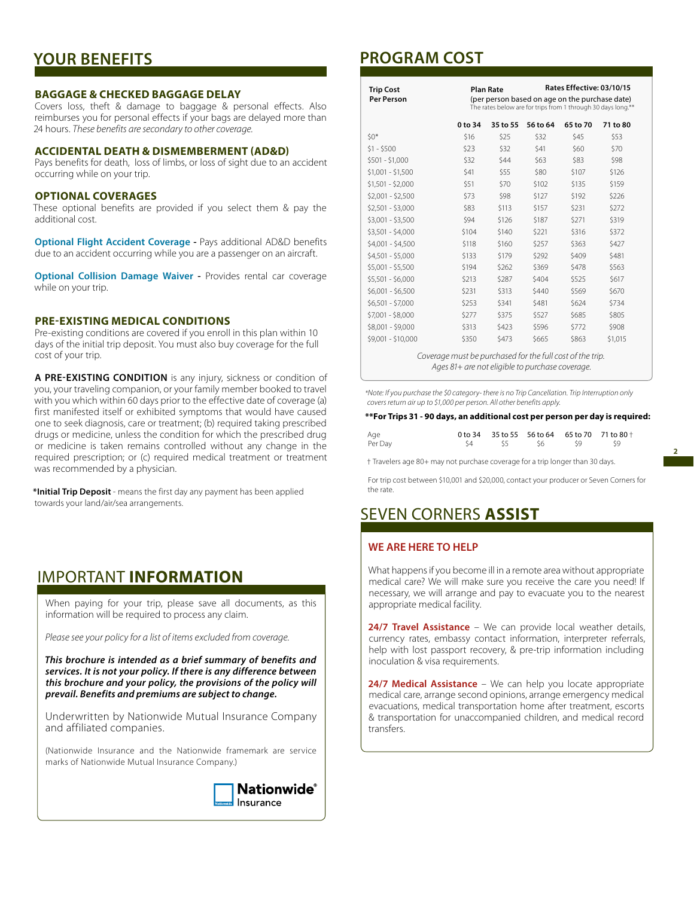## YOUR BENEFITS

### BAGGAGE & CHECKED BAGGAGE DELAY

Covers loss, theft & damage to baggage & personal effects. Also reimburses you for personal effects if your bags are delayed more than 24 hours. *These benefits are secondary to other coverage.*

### ACCIDENTAL DEATH & DISMEMBERMENT (AD&D)

Pays benefits for death, loss of limbs, or loss of sight due to an accident occurring while on your trip.

### OPTIONAL COVERAGES

These optional benefits are provided if you select them & pay the additional cost.

**Optional Flight Accident Coverage -** Pays additional AD&D benefits due to an accident occurring while you are a passenger on an aircraft.

**Optional Collision Damage Waiver -** Provides rental car coverage while on your trip.

### PRE-EXISTING MEDICAL CONDITIONS

Pre-existing conditions are covered if you enroll in this plan within 10 days of the initial trip deposit. You must also buy coverage for the full cost of your trip.

**A PRE-EXISTING CONDITION** is any injury, sickness or condition of you, your traveling companion, or your family member booked to travel with you which within 60 days prior to the effective date of coverage (a) first manifested itself or exhibited symptoms that would have caused one to seek diagnosis, care or treatment; (b) required taking prescribed drugs or medicine, unless the condition for which the prescribed drug or medicine is taken remains controlled without any change in the required prescription; or (c) required medical treatment or treatment was recommended by a physician.

***Initial Trip Deposit** - means the first day any payment has been applied towards your land/air/sea arrangements.

## IMPORTANT INFORMATION

When paying for your trip, please save all documents, as this information will be required to process any claim.

*Please see your policy for a list of items excluded from coverage.*

***This brochure is intended as a brief summary of benefits and services. It is not your policy. If there is any difference between this brochure and your policy, the provisions of the policy will prevail. Benefits and premiums are subject to change.***

Underwritten by Nationwide Mutual Insurance Company and affiliated companies.

(Nationwide Insurance and the Nationwide framemark are service marks of Nationwide Mutual Insurance Company.)

Nationwide® Insurance

## PROGRAM COST

**Rates Effective: 03/10/15**

| Trip Cost Per Person | Plan Rate (per person based on age on the purchase date) The rates below are for trips from 1 through 30 days long.** | | | | |
|---|---|---|---|---|---|
| | **0 to 34** | **35 to 55** | **56 to 64** | **65 to 70** | **71 to 80** |
| $0* | $16 | $25 | $32 | $45 | $53 |
| $1 - $500 | $23 | $32 | $41 | $60 | $70 |
| $501 - $1,000 | $32 | $44 | $63 | $83 | $98 |
| $1,001 - $1,500 | $41 | $55 | $80 | $107 | $126 |
| $1,501 - $2,000 | $51 | $70 | $102 | $135 | $159 |
| $2,001 - $2,500 | $73 | $98 | $127 | $192 | $226 |
| $2,501 - $3,000 | $83 | $113 | $157 | $231 | $272 |
| $3,001 - $3,500 | $94 | $126 | $187 | $271 | $319 |
| $3,501 - $4,000 | $104 | $140 | $221 | $316 | $372 |
| $4,001 - $4,500 | $118 | $160 | $257 | $363 | $427 |
| $4,501 - $5,000 | $133 | $179 | $292 | $409 | $481 |
| $5,001 - $5,500 | $194 | $262 | $369 | $478 | $563 |
| $5,501 - $6,000 | $213 | $287 | $404 | $525 | $617 |
| $6,001 - $6,500 | $231 | $313 | $440 | $569 | $670 |
| $6,501 - $7,000 | $253 | $341 | $481 | $624 | $734 |
| $7,001 - $8,000 | $277 | $375 | $527 | $685 | $805 |
| $8,001 - $9,000 | $313 | $423 | $596 | $772 | $908 |
| $9,001 - $10,000 | $350 | $473 | $665 | $863 | $1,015 |

*Coverage must be purchased for the full cost of the trip. Ages 81+ are not eligible to purchase coverage.*

*\*Note: If you purchase the $0 category- there is no Trip Cancellation. Trip Interruption only covers return air up to $1,000 per person. All other benefits apply.*

****For Trips 31 - 90 days, an additional cost per person per day is required:**

| Age | 0 to 34 | 35 to 55 | 56 to 64 | 65 to 70 | 71 to 80 † |
|---|---|---|---|---|---|
| Per Day | $4 | $5 | $6 | $9 | $9 |

† Travelers age 80+ may not purchase coverage for a trip longer than 30 days.

For trip cost between $10,001 and $20,000, contact your producer or Seven Corners for the rate.

## SEVEN CORNERS ASSIST

### WE ARE HERE TO HELP

What happens if you become ill in a remote area without appropriate medical care? We will make sure you receive the care you need! If necessary, we will arrange and pay to evacuate you to the nearest appropriate medical facility.

**24/7 Travel Assistance** – We can provide local weather details, currency rates, embassy contact information, interpreter referrals, help with lost passport recovery, & pre-trip information including inoculation & visa requirements.

**24/7 Medical Assistance** – We can help you locate appropriate medical care, arrange second opinions, arrange emergency medical evacuations, medical transportation home after treatment, escorts & transportation for unaccompanied children, and medical record transfers.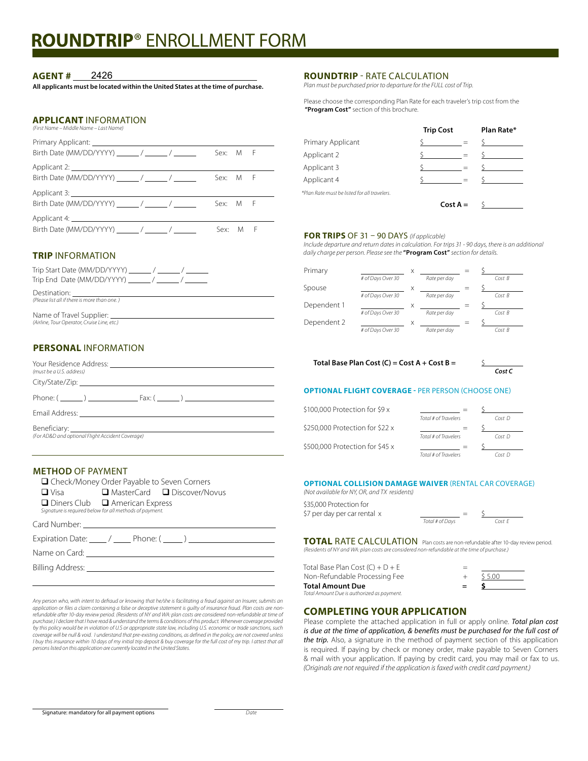// This is a form, so I'll transcribe it as markdown with blanks preserved.

# **ROUNDTRIP**® ENROLLMENT FORM

**AGENT #** 2426

**All applicants must be located within the United States at the time of purchase.**

## **APPLICANT** INFORMATION

*(First Name – Middle Name – Last Name)*

Primary Applicant: ______________________________
Birth Date (MM/DD/YYYY) ______ / ______ / ______ Sex: M F

Applicant 2: ______________________________
Birth Date (MM/DD/YYYY) ______ / ______ / ______ Sex: M F

Applicant 3: ______________________________
Birth Date (MM/DD/YYYY) ______ / ______ / ______ Sex: M F

Applicant 4: ______________________________
Birth Date (MM/DD/YYYY) ______ / ______ / ______ Sex: M F

## **TRIP** INFORMATION

Trip Start Date (MM/DD/YYYY) ______ / ______ / ______
Trip End Date (MM/DD/YYYY) ______ / ______ / ______

Destination: ______________________________
*(Please list all if there is more than one.)*

Name of Travel Supplier: ______________________________
*(Airline, Tour Operator, Cruise Line, etc.)*

## **PERSONAL** INFORMATION

Your Residence Address: ______________________________
*(must be a U.S. address)*

City/State/Zip: ______________________________

Phone: ( ______ ) ____________ Fax: ( ______ ) ____________

Email Address: ______________________________

Beneficiary: ______________________________
*(For AD&D and optional Flight Accident Coverage)*

## **METHOD** OF PAYMENT

- ☐ Check/Money Order Payable to Seven Corners
- ☐ Visa ☐ MasterCard ☐ Discover/Novus
- ☐ Diners Club ☐ American Express

*Signature is required below for all methods of payment.*

Card Number: ______________________________

Expiration Date: ____ / ____ Phone: ( ____ ) ____________

Name on Card: ______________________________

Billing Address: ______________________________

*Any person who, with intent to defraud or knowing that he/she is facilitating a fraud against an Insurer, submits an application or files a claim containing a false or deceptive statement is guilty of insurance fraud. Plan costs are non-refundable after 10-day review period. (Residents of NY and WA: plan costs are considered non-refundable at time of purchase.) I declare that I have read & understand the terms & conditions of this product. Whenever coverage provided by this policy would be in violation of U.S or appropriate state law, including U.S. economic or trade sanctions, such coverage will be null & void. I understand that pre-existing conditions, as defined in the policy, are not covered unless I buy this insurance within 10 days of my initial trip deposit & buy coverage for the full cost of my trip. I attest that all persons listed on this application are currently located in the United States.*

______________________________ ______________
Signature: mandatory for all payment options Date

## **ROUNDTRIP** - RATE CALCULATION

*Plan must be purchased prior to departure for the FULL cost of Trip.*

Please choose the corresponding Plan Rate for each traveler's trip cost from the **"Program Cost"** section of this brochure.

| | Trip Cost | | Plan Rate* |
|---|---|---|---|
| Primary Applicant | $ | = | $ |
| Applicant 2 | $ | = | $ |
| Applicant 3 | $ | = | $ |
| Applicant 4 | $ | = | $ |

*\*Plan Rate must be listed for all travelers.*

**Cost A =** $ ________

### **FOR TRIPS** OF 31 – 90 DAYS *(if applicable)*

*Include departure and return dates in calculation. For trips 31 - 90 days, there is an additional daily charge per person. Please see the* **"Program Cost"** *section for details.*

| | # of Days Over 30 | x | Rate per day | = | Cost B |
|---|---|---|---|---|---|
| Primary | | x | | = | $ |
| Spouse | | x | | = | $ |
| Dependent 1 | | x | | = | $ |
| Dependent 2 | | x | | = | $ |

**Total Base Plan Cost (C) = Cost A + Cost B =** $ ________ ***Cost C***

### **OPTIONAL FLIGHT COVERAGE** - PER PERSON (CHOOSE ONE)

| | Total # of Travelers | | Cost D |
|---|---|---|---|
| $100,000 Protection for $9 x | | = | $ |
| $250,000 Protection for $22 x | | = | $ |
| $500,000 Protection for $45 x | | = | $ |

### **OPTIONAL COLLISION DAMAGE WAIVER** (RENTAL CAR COVERAGE)

*(Not available for NY, OR, and TX residents)*

| | Total # of Days | | Cost E |
|---|---|---|---|
| $35,000 Protection for $7 per day per car rental x | | = | $ |

### **TOTAL** RATE CALCULATION

Plan costs are non-refundable after 10-day review period.
*(Residents of NY and WA: plan costs are considered non-refundable at the time of purchase.)*

| | | |
|---|---|---|
| Total Base Plan Cost (C) + D + E | = | |
| Non-Refundable Processing Fee | + | $ 5.00 |
| **Total Amount Due** | **=** | **$** |

*Total Amount Due is authorized as payment.*

## **COMPLETING YOUR APPLICATION**

Please complete the attached application in full or apply online. ***Total plan cost is due at the time of application, & benefits must be purchased for the full cost of the trip.*** Also, a signature in the method of payment section of this application is required. If paying by check or money order, make payable to Seven Corners & mail with your application. If paying by credit card, you may mail or fax to us. *(Originals are not required if the application is faxed with credit card payment.)*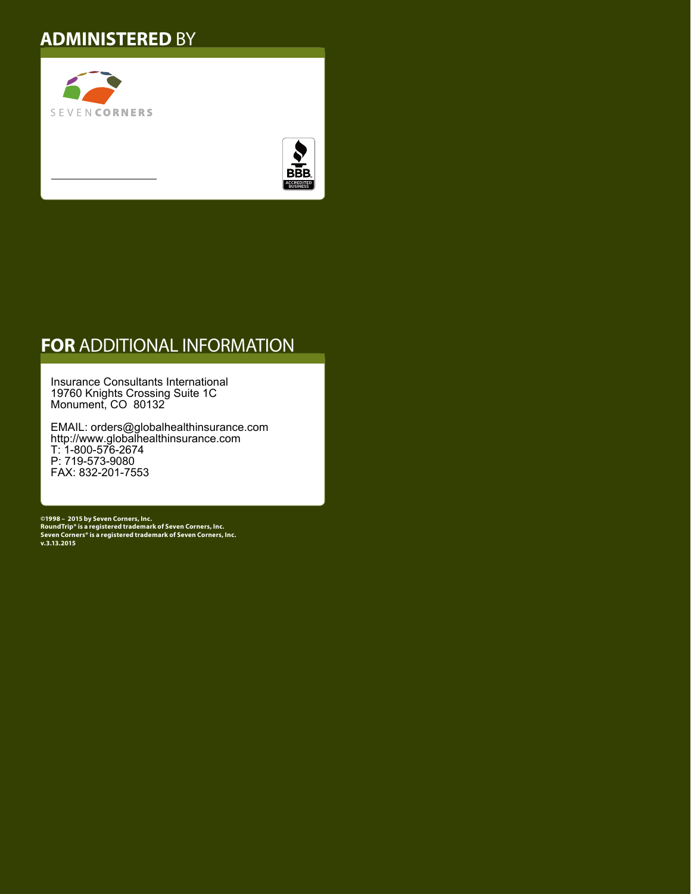## **ADMINISTERED** BY

SEVEN**CORNERS**

## **FOR** ADDITIONAL INFORMATION

Insurance Consultants International
19760 Knights Crossing Suite 1C
Monument, CO 80132

EMAIL: orders@globalhealthinsurance.com
http://www.globalhealthinsurance.com
T: 1-800-576-2674
P: 719-573-9080
FAX: 832-201-7553

**©1998 – 2015 by Seven Corners, Inc.**
**RoundTrip® is a registered trademark of Seven Corners, Inc.**
**Seven Corners® is a registered trademark of Seven Corners, Inc.**
**v.3.13.2015**